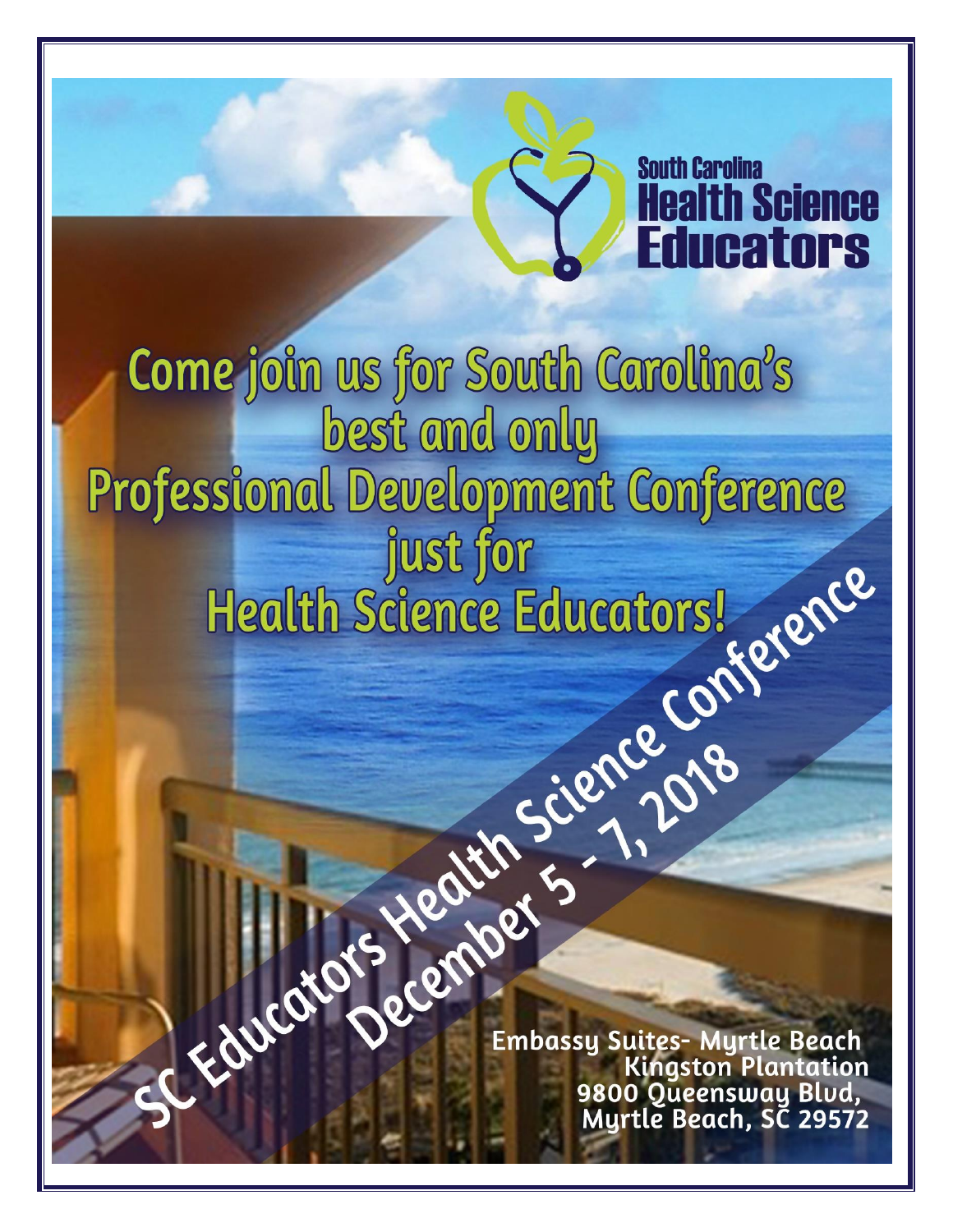South Carolina
**Health Science Educators**

# Come join us for South Carolina's best and only Professional Development Conference just for Health Science Educators!

## SC Educators Health Science Conference
## December 5 - 7, 2018

Embassy Suites- Myrtle Beach
Kingston Plantation
9800 Queensway Blvd,
Myrtle Beach, SC 29572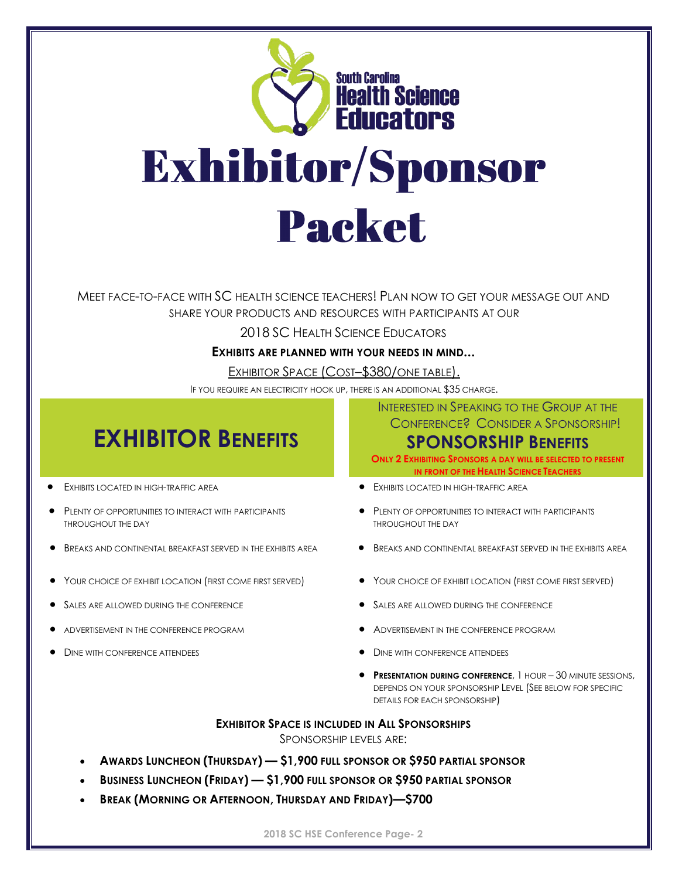South Carolina Health Science Educators

# Exhibitor/Sponsor Packet

Meet face-to-face with SC health science teachers! Plan now to get your message out and share your products and resources with participants at our

2018 SC Health Science Educators

**Exhibits are planned with your needs in mind…**

Exhibitor Space (Cost–$380/one table).

If you require an electricity hook up, there is an additional $35 charge.

## EXHIBITOR BENEFITS

- Exhibits located in high-traffic area
- Plenty of opportunities to interact with participants throughout the day
- Breaks and continental breakfast served in the exhibits area
- Your choice of exhibit location (first come first served)
- Sales are allowed during the conference
- Advertisement in the conference program
- Dine with conference attendees

Interested in Speaking to the Group at the Conference? Consider a Sponsorship!

## SPONSORSHIP BENEFITS

**Only 2 Exhibiting Sponsors a day will be selected to present in front of the Health Science Teachers**

- Exhibits located in high-traffic area
- Plenty of opportunities to interact with participants throughout the day
- Breaks and continental breakfast served in the exhibits area
- Your choice of exhibit location (first come first served)
- Sales are allowed during the conference
- Advertisement in the conference program
- Dine with conference attendees
- **Presentation during conference**, 1 hour – 30 minute sessions, depends on your sponsorship Level (See below for specific details for each sponsorship)

**Exhibitor Space is included in All Sponsorships**

Sponsorship levels are:

- **Awards Luncheon (Thursday) — $1,900 full sponsor or $950 partial sponsor**
- **Business Luncheon (Friday) — $1,900 full sponsor or $950 partial sponsor**
- **Break (Morning or Afternoon, Thursday and Friday)—$700**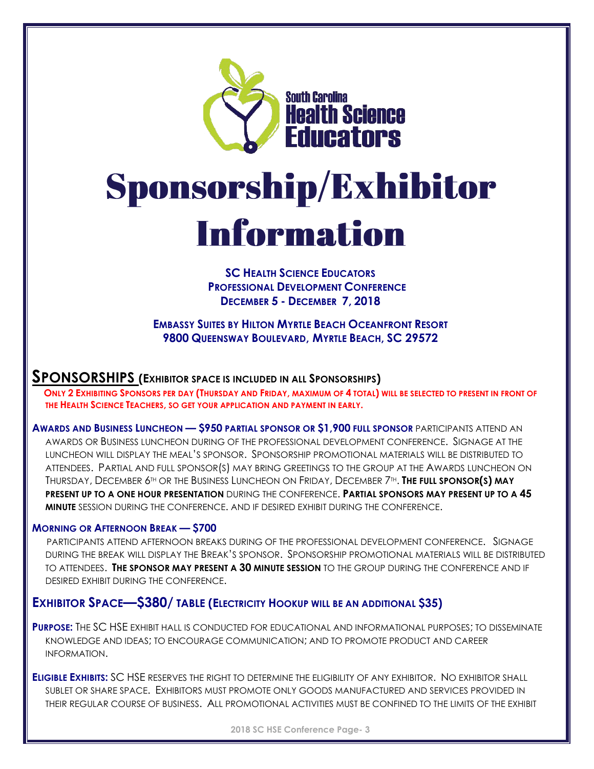South Carolina Health Science Educators

# Sponsorship/Exhibitor Information

**SC HEALTH SCIENCE EDUCATORS**
**PROFESSIONAL DEVELOPMENT CONFERENCE**
**DECEMBER 5 - DECEMBER 7, 2018**

**EMBASSY SUITES BY HILTON MYRTLE BEACH OCEANFRONT RESORT**
**9800 QUEENSWAY BOULEVARD, MYRTLE BEACH, SC 29572**

## SPONSORSHIPS (EXHIBITOR SPACE IS INCLUDED IN ALL SPONSORSHIPS)

**ONLY 2 EXHIBITING SPONSORS PER DAY (THURSDAY AND FRIDAY, MAXIMUM OF 4 TOTAL) WILL BE SELECTED TO PRESENT IN FRONT OF THE HEALTH SCIENCE TEACHERS, SO GET YOUR APPLICATION AND PAYMENT IN EARLY.**

**AWARDS AND BUSINESS LUNCHEON — $950 PARTIAL SPONSOR OR $1,900 FULL SPONSOR** PARTICIPANTS ATTEND AN AWARDS OR BUSINESS LUNCHEON DURING OF THE PROFESSIONAL DEVELOPMENT CONFERENCE. SIGNAGE AT THE LUNCHEON WILL DISPLAY THE MEAL'S SPONSOR. SPONSORSHIP PROMOTIONAL MATERIALS WILL BE DISTRIBUTED TO ATTENDEES. PARTIAL AND FULL SPONSOR(S) MAY BRING GREETINGS TO THE GROUP AT THE AWARDS LUNCHEON ON THURSDAY, DECEMBER 6TH OR THE BUSINESS LUNCHEON ON FRIDAY, DECEMBER 7TH. **THE FULL SPONSOR(S) MAY PRESENT UP TO A ONE HOUR PRESENTATION** DURING THE CONFERENCE. **PARTIAL SPONSORS MAY PRESENT UP TO A 45 MINUTE** SESSION DURING THE CONFERENCE. AND IF DESIRED EXHIBIT DURING THE CONFERENCE.

**MORNING OR AFTERNOON BREAK — $700**

PARTICIPANTS ATTEND AFTERNOON BREAKS DURING OF THE PROFESSIONAL DEVELOPMENT CONFERENCE. SIGNAGE DURING THE BREAK WILL DISPLAY THE BREAK'S SPONSOR. SPONSORSHIP PROMOTIONAL MATERIALS WILL BE DISTRIBUTED TO ATTENDEES. **THE SPONSOR MAY PRESENT A 30 MINUTE SESSION** TO THE GROUP DURING THE CONFERENCE AND IF DESIRED EXHIBIT DURING THE CONFERENCE.

## EXHIBITOR SPACE—$380/ TABLE (ELECTRICITY HOOKUP WILL BE AN ADDITIONAL $35)

**PURPOSE:** THE SC HSE EXHIBIT HALL IS CONDUCTED FOR EDUCATIONAL AND INFORMATIONAL PURPOSES; TO DISSEMINATE KNOWLEDGE AND IDEAS; TO ENCOURAGE COMMUNICATION; AND TO PROMOTE PRODUCT AND CAREER INFORMATION.

**ELIGIBLE EXHIBITS:** SC HSE RESERVES THE RIGHT TO DETERMINE THE ELIGIBILITY OF ANY EXHIBITOR. NO EXHIBITOR SHALL SUBLET OR SHARE SPACE. EXHIBITORS MUST PROMOTE ONLY GOODS MANUFACTURED AND SERVICES PROVIDED IN THEIR REGULAR COURSE OF BUSINESS. ALL PROMOTIONAL ACTIVITIES MUST BE CONFINED TO THE LIMITS OF THE EXHIBIT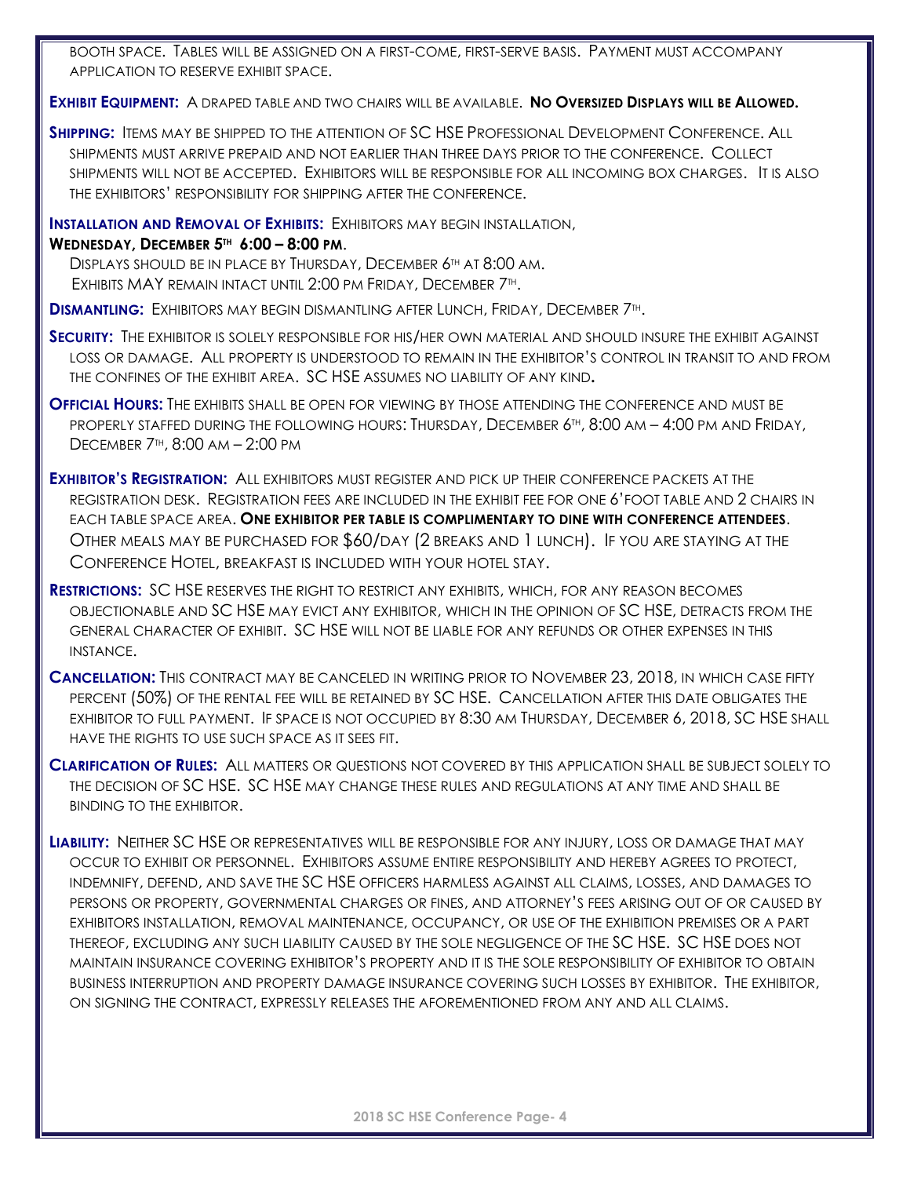BOOTH SPACE. TABLES WILL BE ASSIGNED ON A FIRST-COME, FIRST-SERVE BASIS. PAYMENT MUST ACCOMPANY APPLICATION TO RESERVE EXHIBIT SPACE.

**EXHIBIT EQUIPMENT:** A DRAPED TABLE AND TWO CHAIRS WILL BE AVAILABLE. **NO OVERSIZED DISPLAYS WILL BE ALLOWED.**

**SHIPPING:** ITEMS MAY BE SHIPPED TO THE ATTENTION OF SC HSE PROFESSIONAL DEVELOPMENT CONFERENCE. ALL SHIPMENTS MUST ARRIVE PREPAID AND NOT EARLIER THAN THREE DAYS PRIOR TO THE CONFERENCE. COLLECT SHIPMENTS WILL NOT BE ACCEPTED. EXHIBITORS WILL BE RESPONSIBLE FOR ALL INCOMING BOX CHARGES. IT IS ALSO THE EXHIBITORS' RESPONSIBILITY FOR SHIPPING AFTER THE CONFERENCE.

**INSTALLATION AND REMOVAL OF EXHIBITS:** EXHIBITORS MAY BEGIN INSTALLATION, **WEDNESDAY, DECEMBER 5TH 6:00 – 8:00 PM**.
DISPLAYS SHOULD BE IN PLACE BY THURSDAY, DECEMBER 6TH AT 8:00 AM.
EXHIBITS MAY REMAIN INTACT UNTIL 2:00 PM FRIDAY, DECEMBER 7TH.

**DISMANTLING:** EXHIBITORS MAY BEGIN DISMANTLING AFTER LUNCH, FRIDAY, DECEMBER 7TH.

**SECURITY:** THE EXHIBITOR IS SOLELY RESPONSIBLE FOR HIS/HER OWN MATERIAL AND SHOULD INSURE THE EXHIBIT AGAINST LOSS OR DAMAGE. ALL PROPERTY IS UNDERSTOOD TO REMAIN IN THE EXHIBITOR'S CONTROL IN TRANSIT TO AND FROM THE CONFINES OF THE EXHIBIT AREA. SC HSE ASSUMES NO LIABILITY OF ANY KIND**.**

**OFFICIAL HOURS:** THE EXHIBITS SHALL BE OPEN FOR VIEWING BY THOSE ATTENDING THE CONFERENCE AND MUST BE PROPERLY STAFFED DURING THE FOLLOWING HOURS: THURSDAY, DECEMBER 6TH, 8:00 AM – 4:00 PM AND FRIDAY, DECEMBER 7TH, 8:00 AM – 2:00 PM

**EXHIBITOR'S REGISTRATION:** ALL EXHIBITORS MUST REGISTER AND PICK UP THEIR CONFERENCE PACKETS AT THE REGISTRATION DESK. REGISTRATION FEES ARE INCLUDED IN THE EXHIBIT FEE FOR ONE 6'FOOT TABLE AND 2 CHAIRS IN EACH TABLE SPACE AREA. **ONE EXHIBITOR PER TABLE IS COMPLIMENTARY TO DINE WITH CONFERENCE ATTENDEES**. OTHER MEALS MAY BE PURCHASED FOR $60/DAY (2 BREAKS AND 1 LUNCH). IF YOU ARE STAYING AT THE CONFERENCE HOTEL, BREAKFAST IS INCLUDED WITH YOUR HOTEL STAY.

**RESTRICTIONS:** SC HSE RESERVES THE RIGHT TO RESTRICT ANY EXHIBITS, WHICH, FOR ANY REASON BECOMES OBJECTIONABLE AND SC HSE MAY EVICT ANY EXHIBITOR, WHICH IN THE OPINION OF SC HSE, DETRACTS FROM THE GENERAL CHARACTER OF EXHIBIT. SC HSE WILL NOT BE LIABLE FOR ANY REFUNDS OR OTHER EXPENSES IN THIS INSTANCE.

**CANCELLATION:** THIS CONTRACT MAY BE CANCELED IN WRITING PRIOR TO NOVEMBER 23, 2018, IN WHICH CASE FIFTY PERCENT (50%) OF THE RENTAL FEE WILL BE RETAINED BY SC HSE. CANCELLATION AFTER THIS DATE OBLIGATES THE EXHIBITOR TO FULL PAYMENT. IF SPACE IS NOT OCCUPIED BY 8:30 AM THURSDAY, DECEMBER 6, 2018, SC HSE SHALL HAVE THE RIGHTS TO USE SUCH SPACE AS IT SEES FIT.

**CLARIFICATION OF RULES:** ALL MATTERS OR QUESTIONS NOT COVERED BY THIS APPLICATION SHALL BE SUBJECT SOLELY TO THE DECISION OF SC HSE. SC HSE MAY CHANGE THESE RULES AND REGULATIONS AT ANY TIME AND SHALL BE BINDING TO THE EXHIBITOR.

**LIABILITY:** NEITHER SC HSE OR REPRESENTATIVES WILL BE RESPONSIBLE FOR ANY INJURY, LOSS OR DAMAGE THAT MAY OCCUR TO EXHIBIT OR PERSONNEL. EXHIBITORS ASSUME ENTIRE RESPONSIBILITY AND HEREBY AGREES TO PROTECT, INDEMNIFY, DEFEND, AND SAVE THE SC HSE OFFICERS HARMLESS AGAINST ALL CLAIMS, LOSSES, AND DAMAGES TO PERSONS OR PROPERTY, GOVERNMENTAL CHARGES OR FINES, AND ATTORNEY'S FEES ARISING OUT OF OR CAUSED BY EXHIBITORS INSTALLATION, REMOVAL MAINTENANCE, OCCUPANCY, OR USE OF THE EXHIBITION PREMISES OR A PART THEREOF, EXCLUDING ANY SUCH LIABILITY CAUSED BY THE SOLE NEGLIGENCE OF THE SC HSE. SC HSE DOES NOT MAINTAIN INSURANCE COVERING EXHIBITOR'S PROPERTY AND IT IS THE SOLE RESPONSIBILITY OF EXHIBITOR TO OBTAIN BUSINESS INTERRUPTION AND PROPERTY DAMAGE INSURANCE COVERING SUCH LOSSES BY EXHIBITOR. THE EXHIBITOR, ON SIGNING THE CONTRACT, EXPRESSLY RELEASES THE AFOREMENTIONED FROM ANY AND ALL CLAIMS.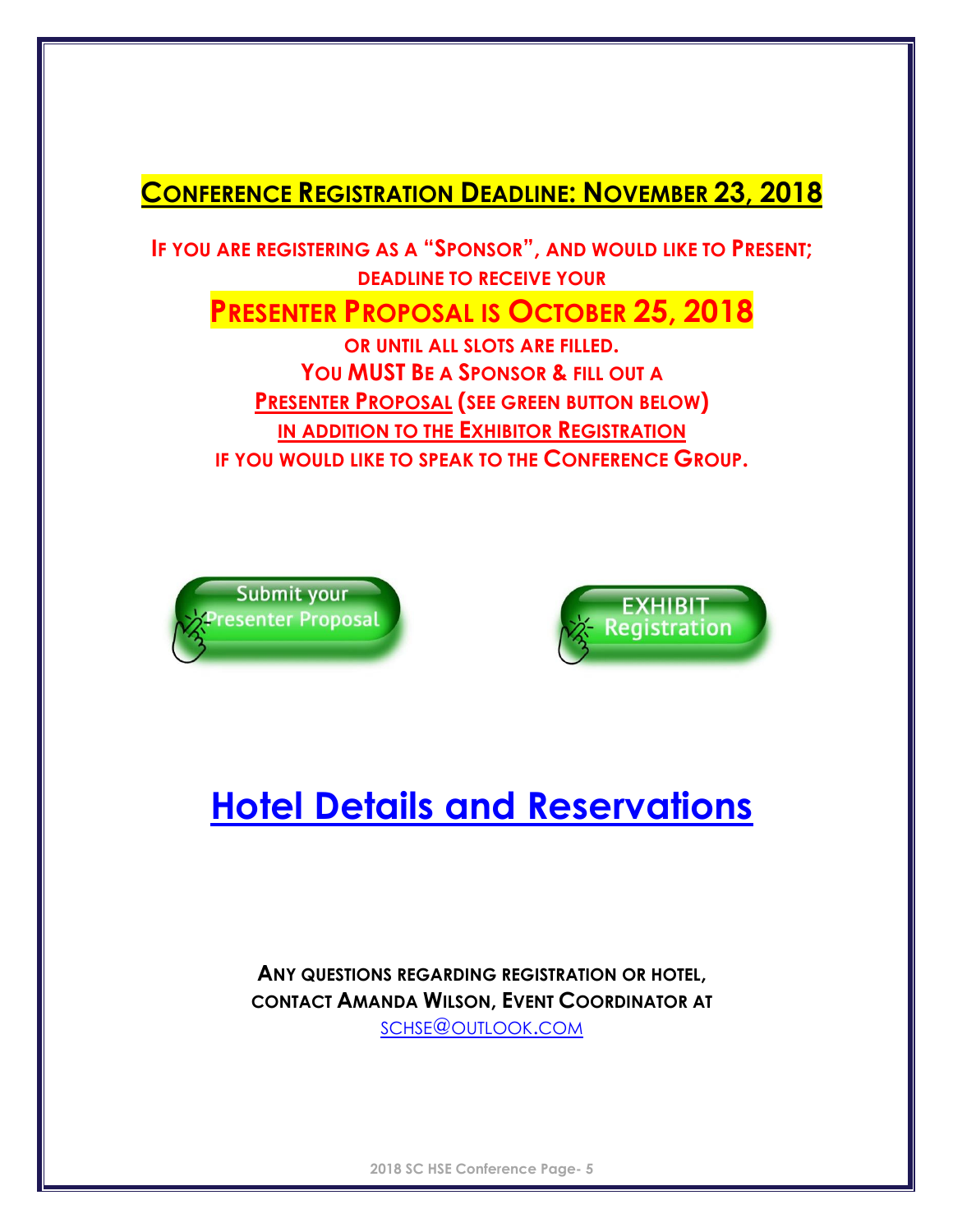**CONFERENCE REGISTRATION DEADLINE: NOVEMBER 23, 2018**

**IF YOU ARE REGISTERING AS A "SPONSOR", AND WOULD LIKE TO PRESENT; DEADLINE TO RECEIVE YOUR**

**PRESENTER PROPOSAL IS OCTOBER 25, 2018**

**OR UNTIL ALL SLOTS ARE FILLED.**
**YOU MUST BE A SPONSOR & FILL OUT A**
**PRESENTER PROPOSAL (SEE GREEN BUTTON BELOW)**
**IN ADDITION TO THE EXHIBITOR REGISTRATION**
**IF YOU WOULD LIKE TO SPEAK TO THE CONFERENCE GROUP.**

Submit your Presenter Proposal

EXHIBIT Registration

# Hotel Details and Reservations

**ANY QUESTIONS REGARDING REGISTRATION OR HOTEL, CONTACT AMANDA WILSON, EVENT COORDINATOR AT**
SCHSE@OUTLOOK.COM